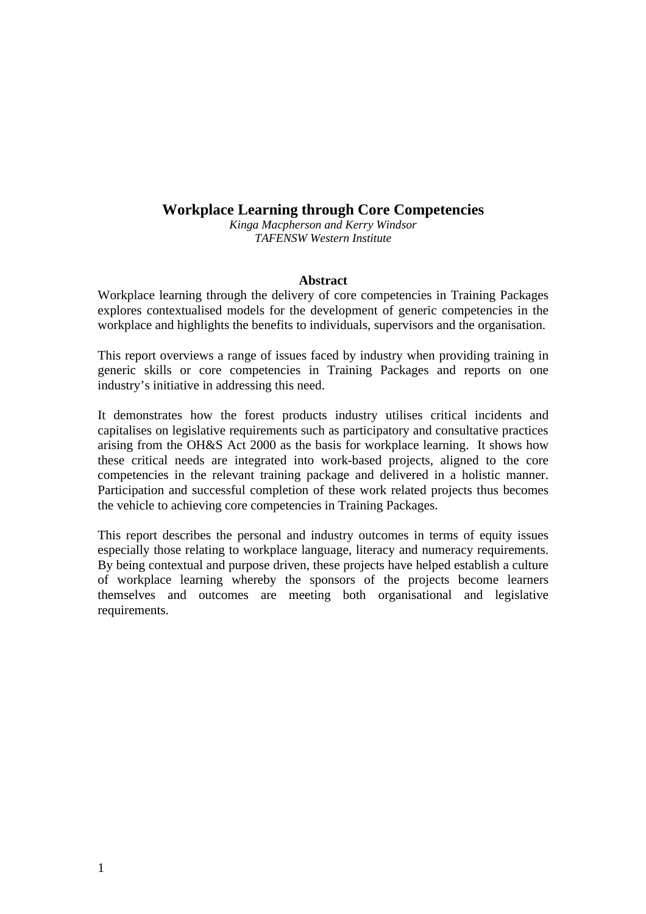# Workplace Learning through Core Competencies

*Kinga Macpherson and Kerry Windsor*
*TAFENSW Western Institute*

## Abstract

Workplace learning through the delivery of core competencies in Training Packages explores contextualised models for the development of generic competencies in the workplace and highlights the benefits to individuals, supervisors and the organisation.

This report overviews a range of issues faced by industry when providing training in generic skills or core competencies in Training Packages and reports on one industry's initiative in addressing this need.

It demonstrates how the forest products industry utilises critical incidents and capitalises on legislative requirements such as participatory and consultative practices arising from the OH&S Act 2000 as the basis for workplace learning. It shows how these critical needs are integrated into work-based projects, aligned to the core competencies in the relevant training package and delivered in a holistic manner. Participation and successful completion of these work related projects thus becomes the vehicle to achieving core competencies in Training Packages.

This report describes the personal and industry outcomes in terms of equity issues especially those relating to workplace language, literacy and numeracy requirements. By being contextual and purpose driven, these projects have helped establish a culture of workplace learning whereby the sponsors of the projects become learners themselves and outcomes are meeting both organisational and legislative requirements.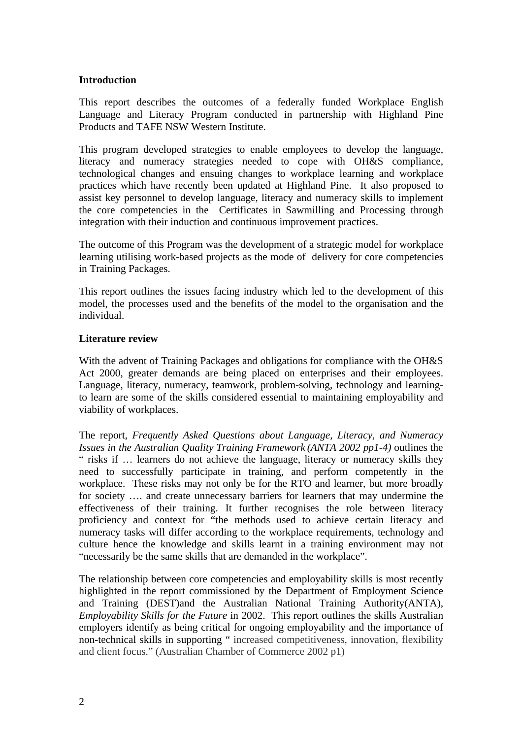**Introduction**

This report describes the outcomes of a federally funded Workplace English Language and Literacy Program conducted in partnership with Highland Pine Products and TAFE NSW Western Institute.

This program developed strategies to enable employees to develop the language, literacy and numeracy strategies needed to cope with OH&S compliance, technological changes and ensuing changes to workplace learning and workplace practices which have recently been updated at Highland Pine. It also proposed to assist key personnel to develop language, literacy and numeracy skills to implement the core competencies in the Certificates in Sawmilling and Processing through integration with their induction and continuous improvement practices.

The outcome of this Program was the development of a strategic model for workplace learning utilising work-based projects as the mode of delivery for core competencies in Training Packages.

This report outlines the issues facing industry which led to the development of this model, the processes used and the benefits of the model to the organisation and the individual.

**Literature review**

With the advent of Training Packages and obligations for compliance with the OH&S Act 2000, greater demands are being placed on enterprises and their employees. Language, literacy, numeracy, teamwork, problem-solving, technology and learning-to learn are some of the skills considered essential to maintaining employability and viability of workplaces.

The report, *Frequently Asked Questions about Language, Literacy, and Numeracy Issues in the Australian Quality Training Framework (ANTA 2002 pp1-4)* outlines the " risks if … learners do not achieve the language, literacy or numeracy skills they need to successfully participate in training, and perform competently in the workplace. These risks may not only be for the RTO and learner, but more broadly for society …. and create unnecessary barriers for learners that may undermine the effectiveness of their training. It further recognises the role between literacy proficiency and context for "the methods used to achieve certain literacy and numeracy tasks will differ according to the workplace requirements, technology and culture hence the knowledge and skills learnt in a training environment may not "necessarily be the same skills that are demanded in the workplace".

The relationship between core competencies and employability skills is most recently highlighted in the report commissioned by the Department of Employment Science and Training (DEST)and the Australian National Training Authority(ANTA), *Employability Skills for the Future* in 2002. This report outlines the skills Australian employers identify as being critical for ongoing employability and the importance of non-technical skills in supporting " increased competitiveness, innovation, flexibility and client focus." (Australian Chamber of Commerce 2002 p1)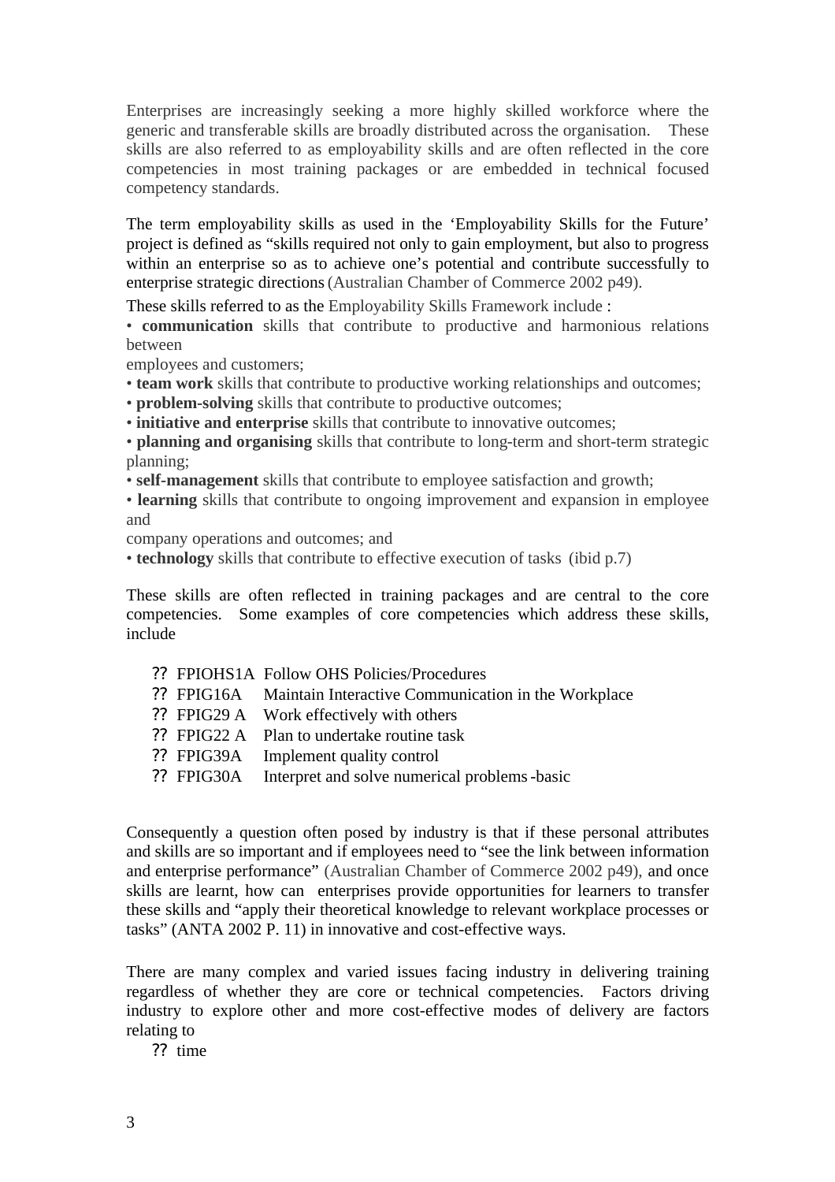Enterprises are increasingly seeking a more highly skilled workforce where the generic and transferable skills are broadly distributed across the organisation. These skills are also referred to as employability skills and are often reflected in the core competencies in most training packages or are embedded in technical focused competency standards.

The term employability skills as used in the 'Employability Skills for the Future' project is defined as "skills required not only to gain employment, but also to progress within an enterprise so as to achieve one's potential and contribute successfully to enterprise strategic directions (Australian Chamber of Commerce 2002 p49).

These skills referred to as the Employability Skills Framework include :

- **communication** skills that contribute to productive and harmonious relations between employees and customers;
- **team work** skills that contribute to productive working relationships and outcomes;
- **problem-solving** skills that contribute to productive outcomes;
- **initiative and enterprise** skills that contribute to innovative outcomes;
- **planning and organising** skills that contribute to long-term and short-term strategic planning;
- **self-management** skills that contribute to employee satisfaction and growth;
- **learning** skills that contribute to ongoing improvement and expansion in employee and company operations and outcomes; and
- **technology** skills that contribute to effective execution of tasks (ibid p.7)

These skills are often reflected in training packages and are central to the core competencies. Some examples of core competencies which address these skills, include

- FPIOHS1A Follow OHS Policies/Procedures
- FPIG16A Maintain Interactive Communication in the Workplace
- FPIG29 A Work effectively with others
- FPIG22 A Plan to undertake routine task
- FPIG39A Implement quality control
- FPIG30A Interpret and solve numerical problems-basic

Consequently a question often posed by industry is that if these personal attributes and skills are so important and if employees need to "see the link between information and enterprise performance" (Australian Chamber of Commerce 2002 p49), and once skills are learnt, how can enterprises provide opportunities for learners to transfer these skills and "apply their theoretical knowledge to relevant workplace processes or tasks" (ANTA 2002 P. 11) in innovative and cost-effective ways.

There are many complex and varied issues facing industry in delivering training regardless of whether they are core or technical competencies. Factors driving industry to explore other and more cost-effective modes of delivery are factors relating to

- time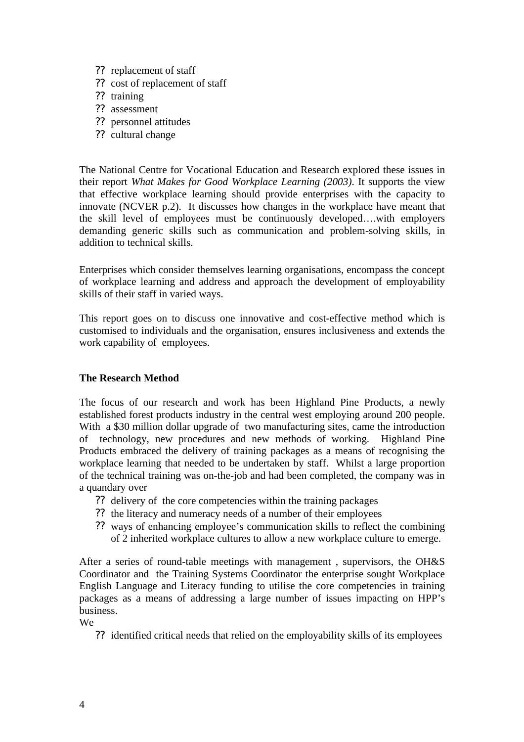- replacement of staff
- cost of replacement of staff
- training
- assessment
- personnel attitudes
- cultural change

The National Centre for Vocational Education and Research explored these issues in their report *What Makes for Good Workplace Learning (2003)*. It supports the view that effective workplace learning should provide enterprises with the capacity to innovate (NCVER p.2). It discusses how changes in the workplace have meant that the skill level of employees must be continuously developed….with employers demanding generic skills such as communication and problem-solving skills, in addition to technical skills.

Enterprises which consider themselves learning organisations, encompass the concept of workplace learning and address and approach the development of employability skills of their staff in varied ways.

This report goes on to discuss one innovative and cost-effective method which is customised to individuals and the organisation, ensures inclusiveness and extends the work capability of employees.

**The Research Method**

The focus of our research and work has been Highland Pine Products, a newly established forest products industry in the central west employing around 200 people. With a $30 million dollar upgrade of two manufacturing sites, came the introduction of technology, new procedures and new methods of working. Highland Pine Products embraced the delivery of training packages as a means of recognising the workplace learning that needed to be undertaken by staff. Whilst a large proportion of the technical training was on-the-job and had been completed, the company was in a quandary over

- delivery of the core competencies within the training packages
- the literacy and numeracy needs of a number of their employees
- ways of enhancing employee's communication skills to reflect the combining of 2 inherited workplace cultures to allow a new workplace culture to emerge.

After a series of round-table meetings with management , supervisors, the OH&S Coordinator and the Training Systems Coordinator the enterprise sought Workplace English Language and Literacy funding to utilise the core competencies in training packages as a means of addressing a large number of issues impacting on HPP's business.

We

- identified critical needs that relied on the employability skills of its employees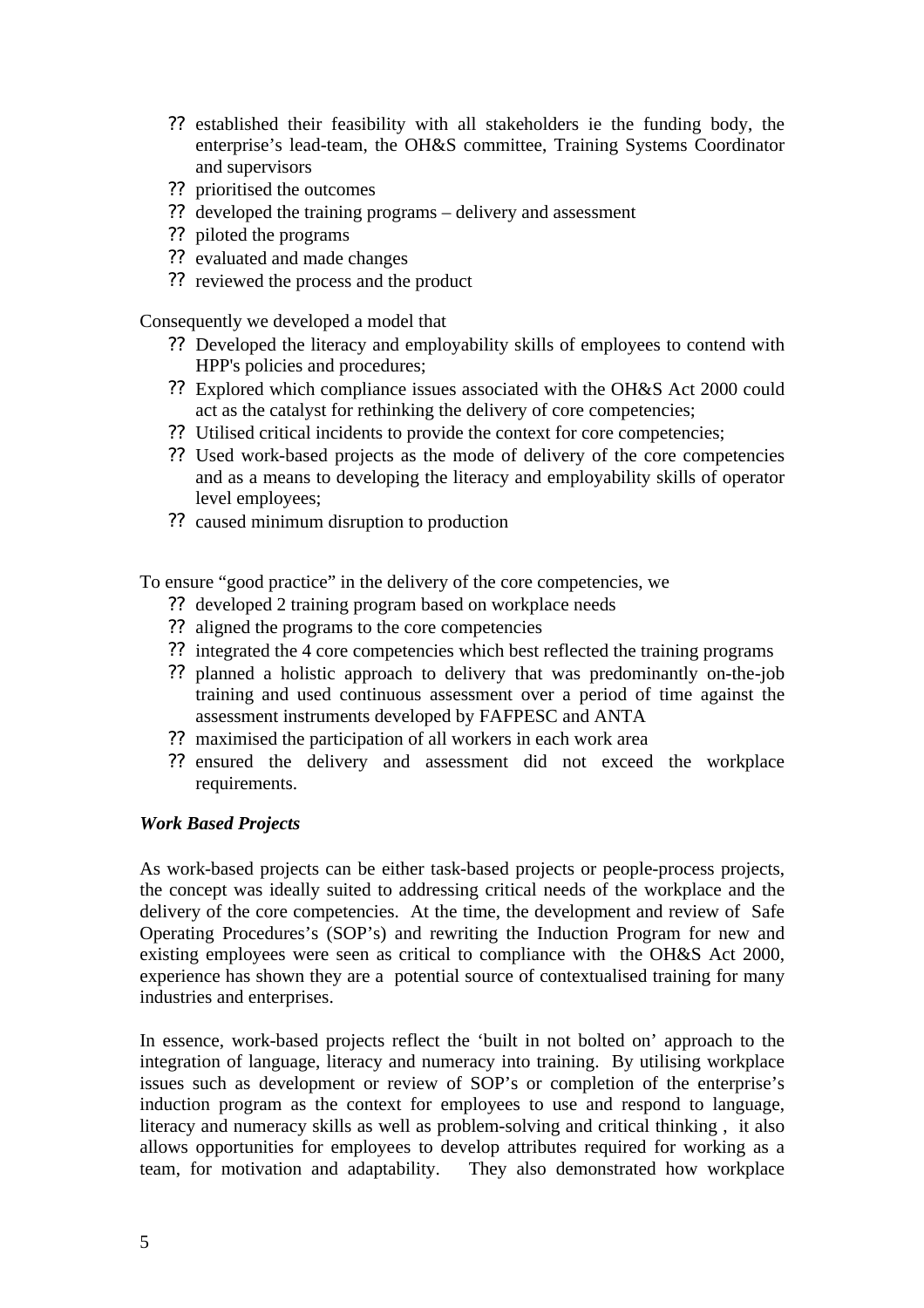- established their feasibility with all stakeholders ie the funding body, the enterprise's lead-team, the OH&S committee, Training Systems Coordinator and supervisors
- prioritised the outcomes
- developed the training programs – delivery and assessment
- piloted the programs
- evaluated and made changes
- reviewed the process and the product

Consequently we developed a model that

- Developed the literacy and employability skills of employees to contend with HPP's policies and procedures;
- Explored which compliance issues associated with the OH&S Act 2000 could act as the catalyst for rethinking the delivery of core competencies;
- Utilised critical incidents to provide the context for core competencies;
- Used work-based projects as the mode of delivery of the core competencies and as a means to developing the literacy and employability skills of operator level employees;
- caused minimum disruption to production

To ensure "good practice" in the delivery of the core competencies, we

- developed 2 training program based on workplace needs
- aligned the programs to the core competencies
- integrated the 4 core competencies which best reflected the training programs
- planned a holistic approach to delivery that was predominantly on-the-job training and used continuous assessment over a period of time against the assessment instruments developed by FAFPESC and ANTA
- maximised the participation of all workers in each work area
- ensured the delivery and assessment did not exceed the workplace requirements.

***Work Based Projects***

As work-based projects can be either task-based projects or people-process projects, the concept was ideally suited to addressing critical needs of the workplace and the delivery of the core competencies. At the time, the development and review of Safe Operating Procedures's (SOP's) and rewriting the Induction Program for new and existing employees were seen as critical to compliance with the OH&S Act 2000, experience has shown they are a potential source of contextualised training for many industries and enterprises.

In essence, work-based projects reflect the 'built in not bolted on' approach to the integration of language, literacy and numeracy into training. By utilising workplace issues such as development or review of SOP's or completion of the enterprise's induction program as the context for employees to use and respond to language, literacy and numeracy skills as well as problem-solving and critical thinking , it also allows opportunities for employees to develop attributes required for working as a team, for motivation and adaptability. They also demonstrated how workplace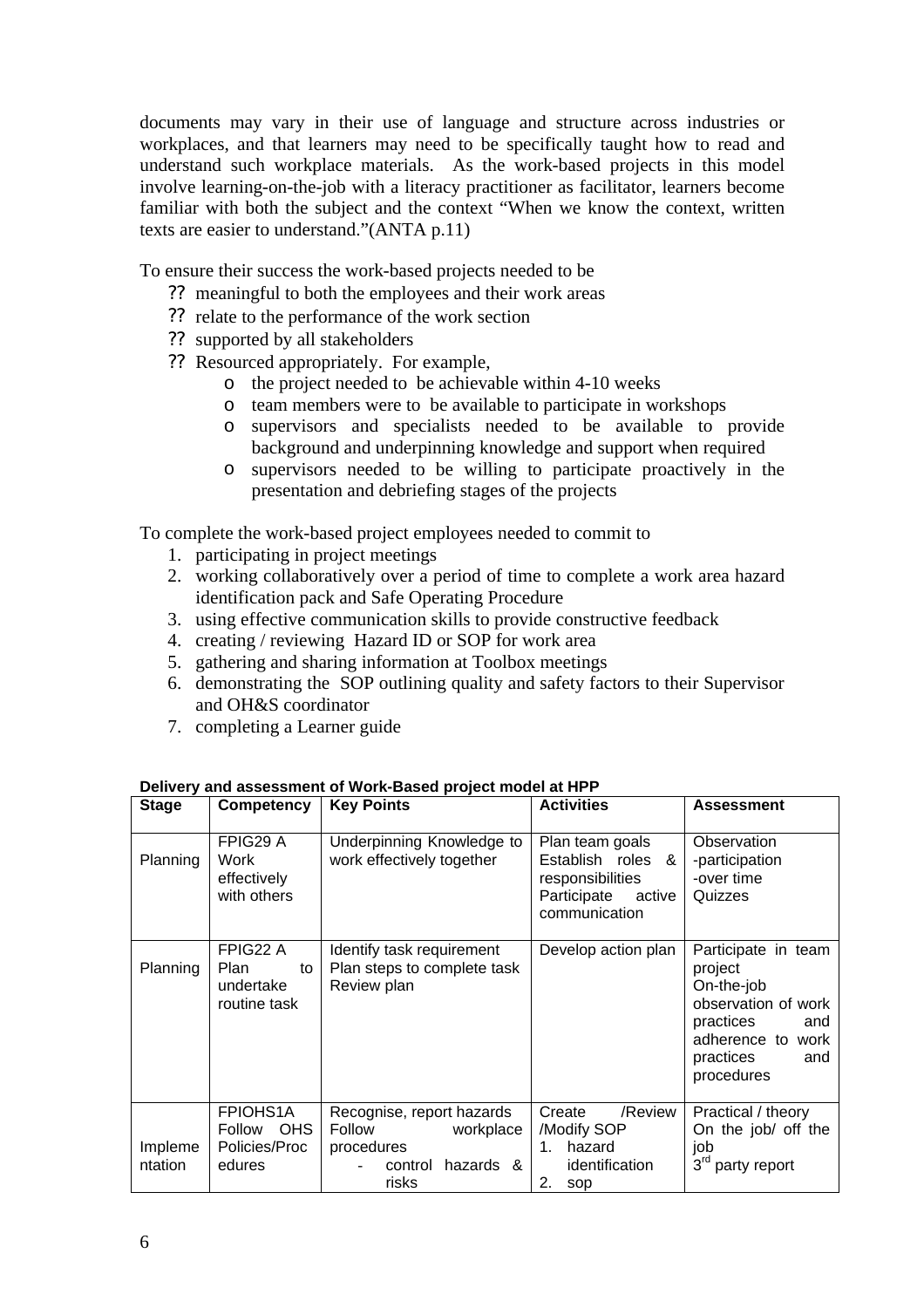documents may vary in their use of language and structure across industries or workplaces, and that learners may need to be specifically taught how to read and understand such workplace materials. As the work-based projects in this model involve learning-on-the-job with a literacy practitioner as facilitator, learners become familiar with both the subject and the context "When we know the context, written texts are easier to understand."(ANTA p.11)

To ensure their success the work-based projects needed to be

- meaningful to both the employees and their work areas
- relate to the performance of the work section
- supported by all stakeholders
- Resourced appropriately. For example,
  - the project needed to be achievable within 4-10 weeks
  - team members were to be available to participate in workshops
  - supervisors and specialists needed to be available to provide background and underpinning knowledge and support when required
  - supervisors needed to be willing to participate proactively in the presentation and debriefing stages of the projects

To complete the work-based project employees needed to commit to

1. participating in project meetings
2. working collaboratively over a period of time to complete a work area hazard identification pack and Safe Operating Procedure
3. using effective communication skills to provide constructive feedback
4. creating / reviewing Hazard ID or SOP for work area
5. gathering and sharing information at Toolbox meetings
6. demonstrating the SOP outlining quality and safety factors to their Supervisor and OH&S coordinator
7. completing a Learner guide

**Delivery and assessment of Work-Based project model at HPP**

| Stage | Competency | Key Points | Activities | Assessment |
|---|---|---|---|---|
| Planning | FPIG29 A Work effectively with others | Underpinning Knowledge to work effectively together | Plan team goals<br>Establish roles & responsibilities<br>Participate active communication | Observation<br>-participation<br>-over time<br>Quizzes |
| Planning | FPIG22 A Plan to undertake routine task | Identify task requirement<br>Plan steps to complete task<br>Review plan | Develop action plan | Participate in team project<br>On-the-job observation of work practices and adherence to work practices and procedures |
| Implementation | FPIOHS1A Follow OHS Policies/Procedures | Recognise, report hazards<br>Follow workplace procedures<br>- control hazards & risks | Create /Review /Modify SOP<br>1. hazard identification<br>2. sop | Practical / theory<br>On the job/ off the job<br>3rd party report |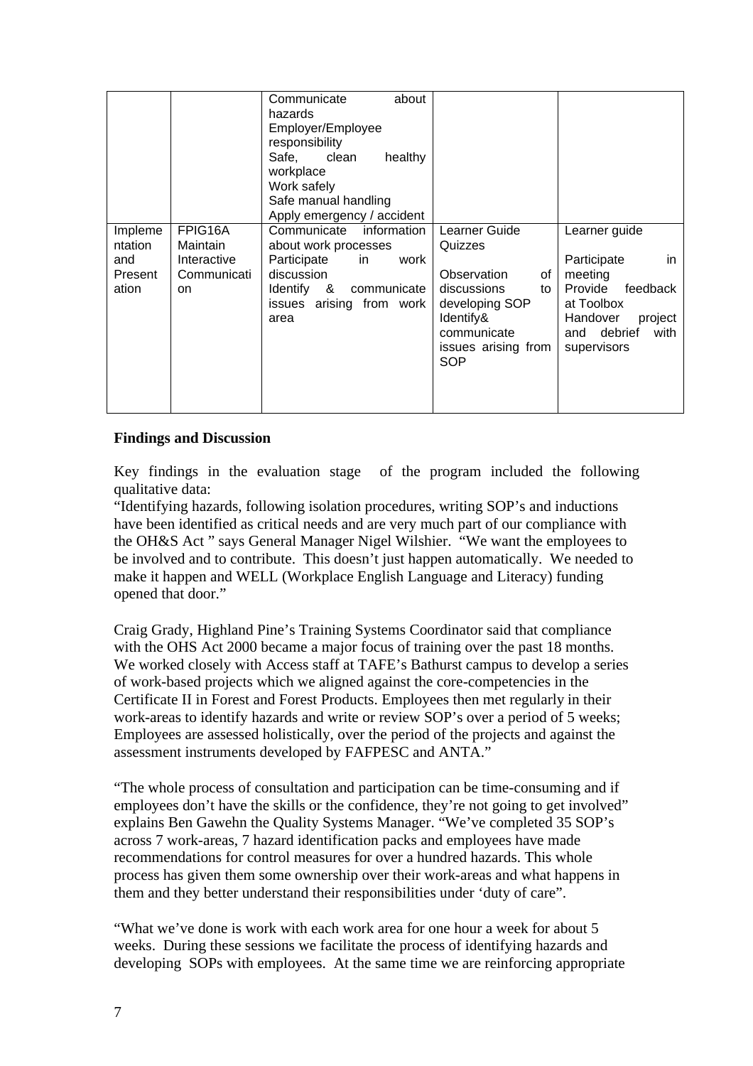| | | | | |
|---|---|---|---|---|
| | | Communicate about hazards<br>Employer/Employee responsibility<br>Safe, clean healthy workplace<br>Work safely<br>Safe manual handling<br>Apply emergency / accident | | |
| Implementation and Presentation | FPIG16A Maintain Interactive Communication | Communicate information about work processes<br>Participate in work discussion<br>Identify & communicate issues arising from work area | Learner Guide Quizzes<br><br>Observation of discussions to developing SOP<br>Identify& communicate issues arising from SOP | Learner guide<br><br>Participate in meeting<br>Provide feedback at Toolbox<br>Handover project and debrief with supervisors |

**Findings and Discussion**

Key findings in the evaluation stage of the program included the following qualitative data:
"Identifying hazards, following isolation procedures, writing SOP's and inductions have been identified as critical needs and are very much part of our compliance with the OH&S Act " says General Manager Nigel Wilshier. "We want the employees to be involved and to contribute. This doesn't just happen automatically. We needed to make it happen and WELL (Workplace English Language and Literacy) funding opened that door."

Craig Grady, Highland Pine's Training Systems Coordinator said that compliance with the OHS Act 2000 became a major focus of training over the past 18 months. We worked closely with Access staff at TAFE's Bathurst campus to develop a series of work-based projects which we aligned against the core-competencies in the Certificate II in Forest and Forest Products. Employees then met regularly in their work-areas to identify hazards and write or review SOP's over a period of 5 weeks; Employees are assessed holistically, over the period of the projects and against the assessment instruments developed by FAFPESC and ANTA."

"The whole process of consultation and participation can be time-consuming and if employees don't have the skills or the confidence, they're not going to get involved" explains Ben Gawehn the Quality Systems Manager. "We've completed 35 SOP's across 7 work-areas, 7 hazard identification packs and employees have made recommendations for control measures for over a hundred hazards. This whole process has given them some ownership over their work-areas and what happens in them and they better understand their responsibilities under 'duty of care".

"What we've done is work with each work area for one hour a week for about 5 weeks. During these sessions we facilitate the process of identifying hazards and developing SOPs with employees. At the same time we are reinforcing appropriate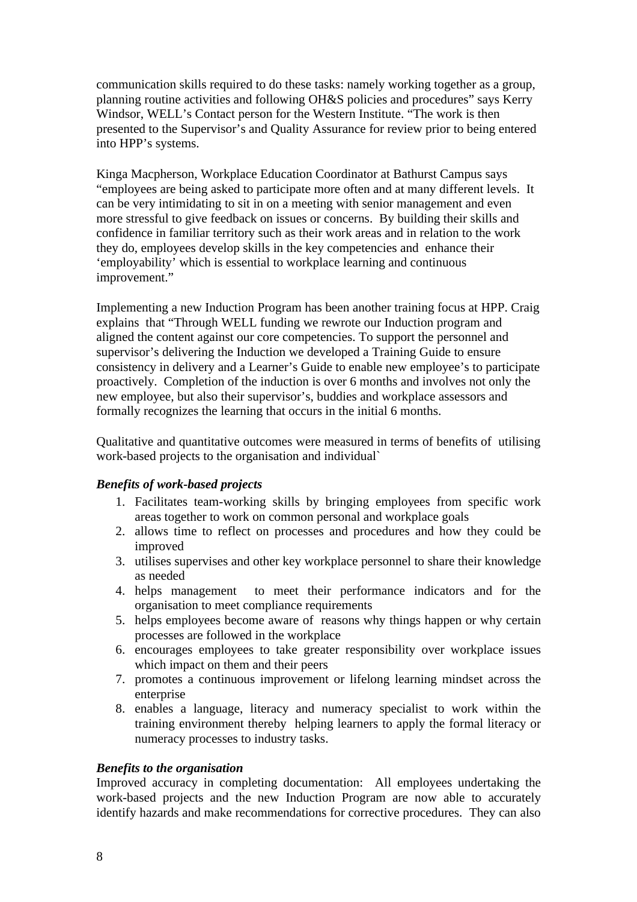communication skills required to do these tasks: namely working together as a group, planning routine activities and following OH&S policies and procedures" says Kerry Windsor, WELL's Contact person for the Western Institute. "The work is then presented to the Supervisor's and Quality Assurance for review prior to being entered into HPP's systems.

Kinga Macpherson, Workplace Education Coordinator at Bathurst Campus says "employees are being asked to participate more often and at many different levels. It can be very intimidating to sit in on a meeting with senior management and even more stressful to give feedback on issues or concerns. By building their skills and confidence in familiar territory such as their work areas and in relation to the work they do, employees develop skills in the key competencies and enhance their 'employability' which is essential to workplace learning and continuous improvement."

Implementing a new Induction Program has been another training focus at HPP. Craig explains that "Through WELL funding we rewrote our Induction program and aligned the content against our core competencies. To support the personnel and supervisor's delivering the Induction we developed a Training Guide to ensure consistency in delivery and a Learner's Guide to enable new employee's to participate proactively. Completion of the induction is over 6 months and involves not only the new employee, but also their supervisor's, buddies and workplace assessors and formally recognizes the learning that occurs in the initial 6 months.

Qualitative and quantitative outcomes were measured in terms of benefits of utilising work-based projects to the organisation and individual`

***Benefits of work-based projects***

1. Facilitates team-working skills by bringing employees from specific work areas together to work on common personal and workplace goals
2. allows time to reflect on processes and procedures and how they could be improved
3. utilises supervises and other key workplace personnel to share their knowledge as needed
4. helps management to meet their performance indicators and for the organisation to meet compliance requirements
5. helps employees become aware of reasons why things happen or why certain processes are followed in the workplace
6. encourages employees to take greater responsibility over workplace issues which impact on them and their peers
7. promotes a continuous improvement or lifelong learning mindset across the enterprise
8. enables a language, literacy and numeracy specialist to work within the training environment thereby helping learners to apply the formal literacy or numeracy processes to industry tasks.

***Benefits to the organisation***

Improved accuracy in completing documentation: All employees undertaking the work-based projects and the new Induction Program are now able to accurately identify hazards and make recommendations for corrective procedures. They can also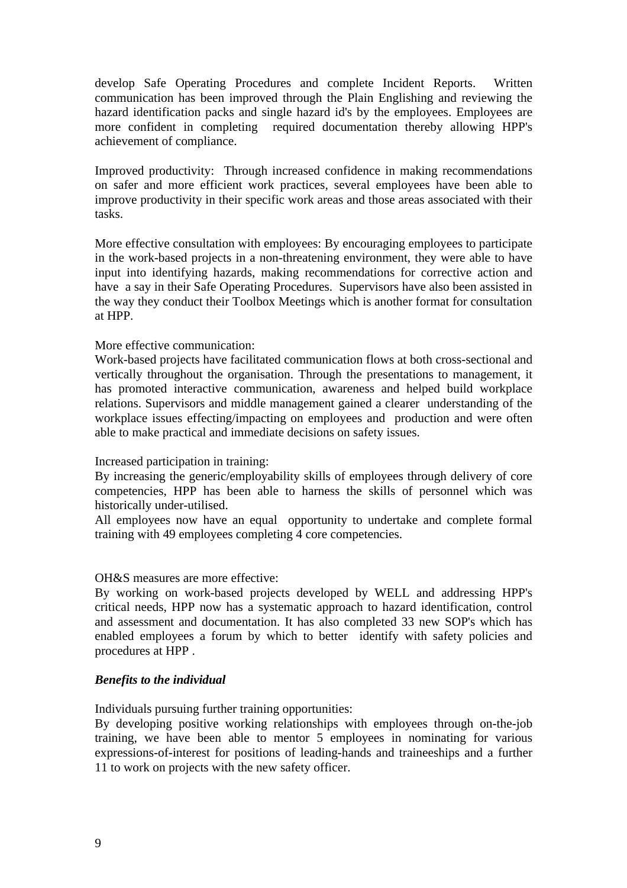develop Safe Operating Procedures and complete Incident Reports. Written communication has been improved through the Plain Englishing and reviewing the hazard identification packs and single hazard id's by the employees. Employees are more confident in completing required documentation thereby allowing HPP's achievement of compliance.

Improved productivity: Through increased confidence in making recommendations on safer and more efficient work practices, several employees have been able to improve productivity in their specific work areas and those areas associated with their tasks.

More effective consultation with employees: By encouraging employees to participate in the work-based projects in a non-threatening environment, they were able to have input into identifying hazards, making recommendations for corrective action and have a say in their Safe Operating Procedures. Supervisors have also been assisted in the way they conduct their Toolbox Meetings which is another format for consultation at HPP.

More effective communication:
Work-based projects have facilitated communication flows at both cross-sectional and vertically throughout the organisation. Through the presentations to management, it has promoted interactive communication, awareness and helped build workplace relations. Supervisors and middle management gained a clearer understanding of the workplace issues effecting/impacting on employees and production and were often able to make practical and immediate decisions on safety issues.

Increased participation in training:
By increasing the generic/employability skills of employees through delivery of core competencies, HPP has been able to harness the skills of personnel which was historically under-utilised.
All employees now have an equal opportunity to undertake and complete formal training with 49 employees completing 4 core competencies.

OH&S measures are more effective:
By working on work-based projects developed by WELL and addressing HPP's critical needs, HPP now has a systematic approach to hazard identification, control and assessment and documentation. It has also completed 33 new SOP's which has enabled employees a forum by which to better identify with safety policies and procedures at HPP .

***Benefits to the individual***

Individuals pursuing further training opportunities:
By developing positive working relationships with employees through on-the-job training, we have been able to mentor 5 employees in nominating for various expressions-of-interest for positions of leading-hands and traineeships and a further 11 to work on projects with the new safety officer.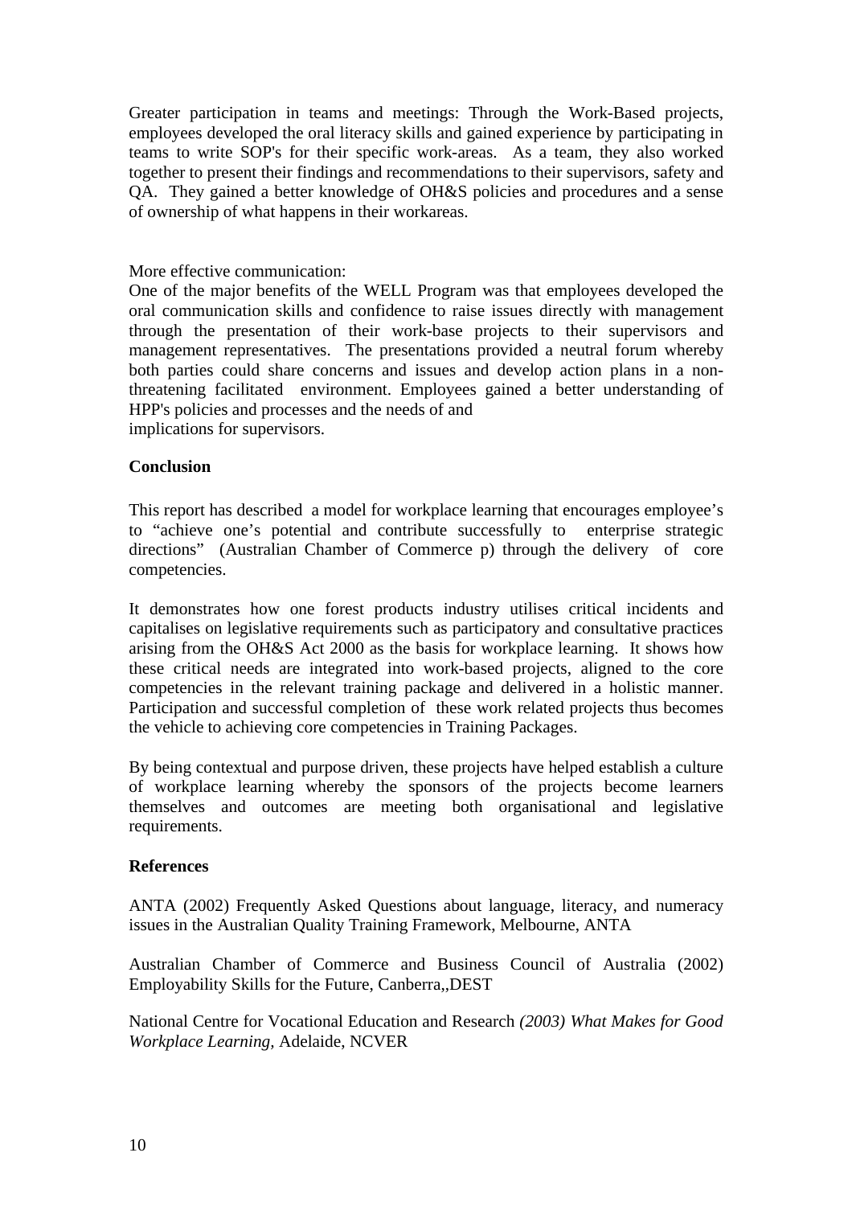Greater participation in teams and meetings: Through the Work-Based projects, employees developed the oral literacy skills and gained experience by participating in teams to write SOP's for their specific work-areas. As a team, they also worked together to present their findings and recommendations to their supervisors, safety and QA. They gained a better knowledge of OH&S policies and procedures and a sense of ownership of what happens in their workareas.

More effective communication:
One of the major benefits of the WELL Program was that employees developed the oral communication skills and confidence to raise issues directly with management through the presentation of their work-base projects to their supervisors and management representatives. The presentations provided a neutral forum whereby both parties could share concerns and issues and develop action plans in a non-threatening facilitated environment. Employees gained a better understanding of HPP's policies and processes and the needs of and
implications for supervisors.

**Conclusion**

This report has described a model for workplace learning that encourages employee's to "achieve one's potential and contribute successfully to enterprise strategic directions" (Australian Chamber of Commerce p) through the delivery of core competencies.

It demonstrates how one forest products industry utilises critical incidents and capitalises on legislative requirements such as participatory and consultative practices arising from the OH&S Act 2000 as the basis for workplace learning. It shows how these critical needs are integrated into work-based projects, aligned to the core competencies in the relevant training package and delivered in a holistic manner. Participation and successful completion of these work related projects thus becomes the vehicle to achieving core competencies in Training Packages.

By being contextual and purpose driven, these projects have helped establish a culture of workplace learning whereby the sponsors of the projects become learners themselves and outcomes are meeting both organisational and legislative requirements.

**References**

ANTA (2002) Frequently Asked Questions about language, literacy, and numeracy issues in the Australian Quality Training Framework, Melbourne, ANTA

Australian Chamber of Commerce and Business Council of Australia (2002) Employability Skills for the Future, Canberra,,DEST

National Centre for Vocational Education and Research *(2003) What Makes for Good Workplace Learning*, Adelaide, NCVER